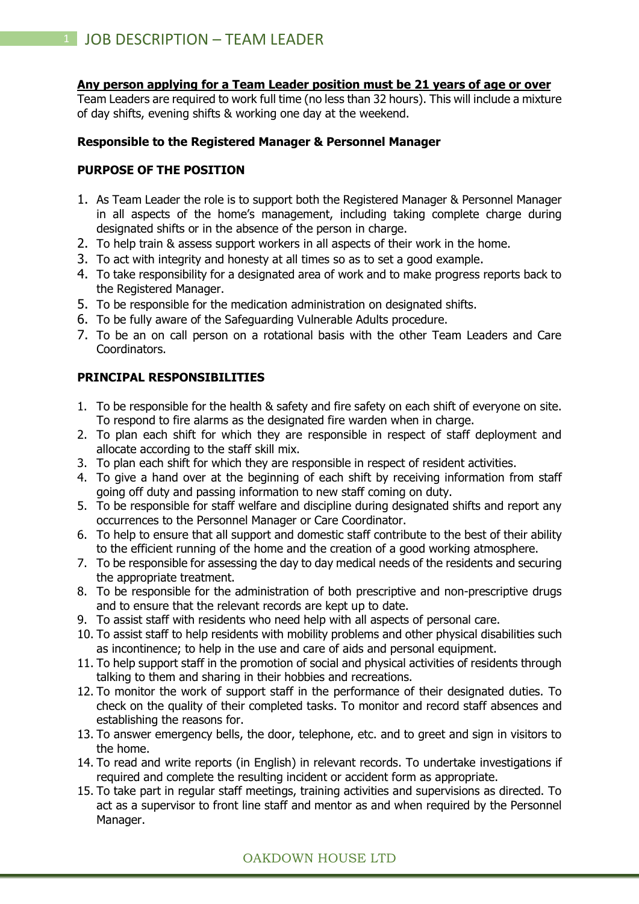# JOB DESCRIPTION – TEAM LEADER

**Any person applying for a Team Leader position must be 21 years of age or over**

Team Leaders are required to work full time (no less than 32 hours). This will include a mixture of day shifts, evening shifts & working one day at the weekend.

**Responsible to the Registered Manager & Personnel Manager**

**PURPOSE OF THE POSITION**

1. As Team Leader the role is to support both the Registered Manager & Personnel Manager in all aspects of the home's management, including taking complete charge during designated shifts or in the absence of the person in charge.
2. To help train & assess support workers in all aspects of their work in the home.
3. To act with integrity and honesty at all times so as to set a good example.
4. To take responsibility for a designated area of work and to make progress reports back to the Registered Manager.
5. To be responsible for the medication administration on designated shifts.
6. To be fully aware of the Safeguarding Vulnerable Adults procedure.
7. To be an on call person on a rotational basis with the other Team Leaders and Care Coordinators.

**PRINCIPAL RESPONSIBILITIES**

1. To be responsible for the health & safety and fire safety on each shift of everyone on site. To respond to fire alarms as the designated fire warden when in charge.
2. To plan each shift for which they are responsible in respect of staff deployment and allocate according to the staff skill mix.
3. To plan each shift for which they are responsible in respect of resident activities.
4. To give a hand over at the beginning of each shift by receiving information from staff going off duty and passing information to new staff coming on duty.
5. To be responsible for staff welfare and discipline during designated shifts and report any occurrences to the Personnel Manager or Care Coordinator.
6. To help to ensure that all support and domestic staff contribute to the best of their ability to the efficient running of the home and the creation of a good working atmosphere.
7. To be responsible for assessing the day to day medical needs of the residents and securing the appropriate treatment.
8. To be responsible for the administration of both prescriptive and non-prescriptive drugs and to ensure that the relevant records are kept up to date.
9. To assist staff with residents who need help with all aspects of personal care.
10. To assist staff to help residents with mobility problems and other physical disabilities such as incontinence; to help in the use and care of aids and personal equipment.
11. To help support staff in the promotion of social and physical activities of residents through talking to them and sharing in their hobbies and recreations.
12. To monitor the work of support staff in the performance of their designated duties. To check on the quality of their completed tasks. To monitor and record staff absences and establishing the reasons for.
13. To answer emergency bells, the door, telephone, etc. and to greet and sign in visitors to the home.
14. To read and write reports (in English) in relevant records. To undertake investigations if required and complete the resulting incident or accident form as appropriate.
15. To take part in regular staff meetings, training activities and supervisions as directed. To act as a supervisor to front line staff and mentor as and when required by the Personnel Manager.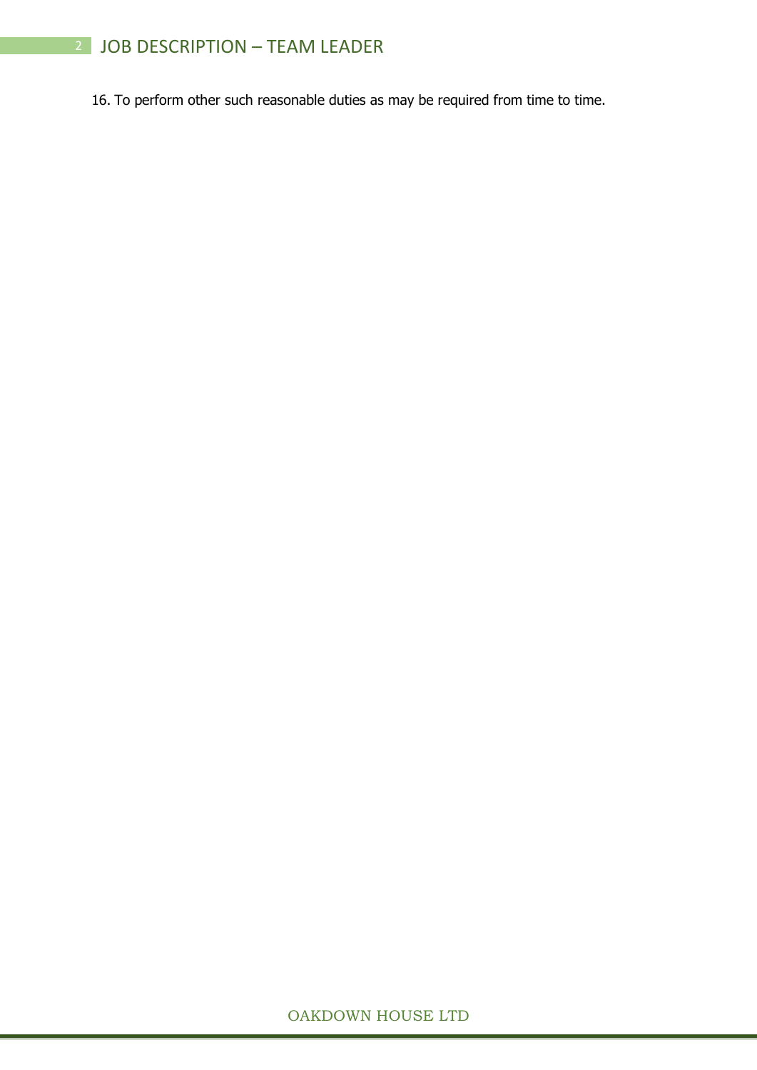16. To perform other such reasonable duties as may be required from time to time.